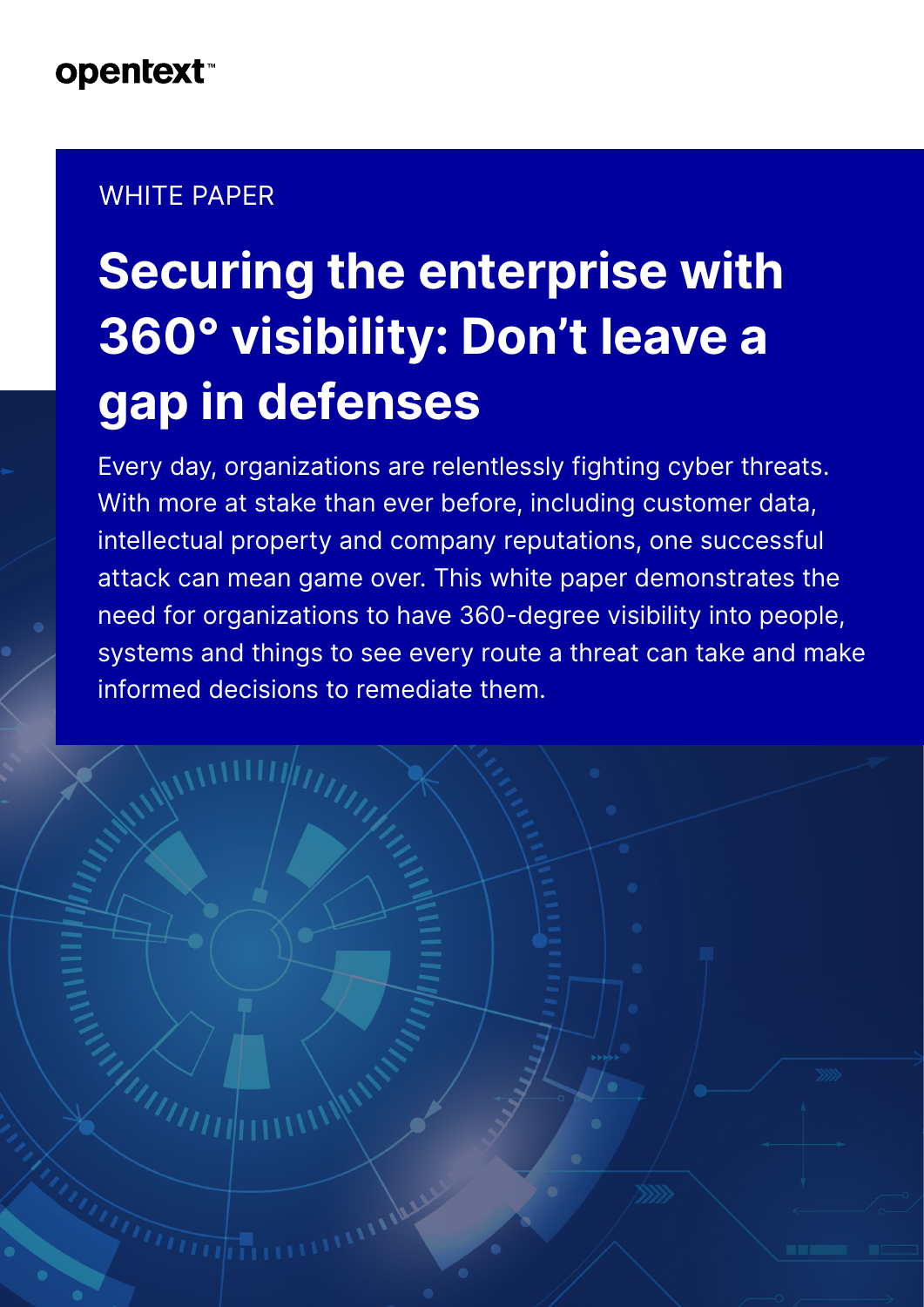opentext™

WHITE PAPER

# Securing the enterprise with 360° visibility: Don't leave a gap in defenses

Every day, organizations are relentlessly fighting cyber threats. With more at stake than ever before, including customer data, intellectual property and company reputations, one successful attack can mean game over. This white paper demonstrates the need for organizations to have 360-degree visibility into people, systems and things to see every route a threat can take and make informed decisions to remediate them.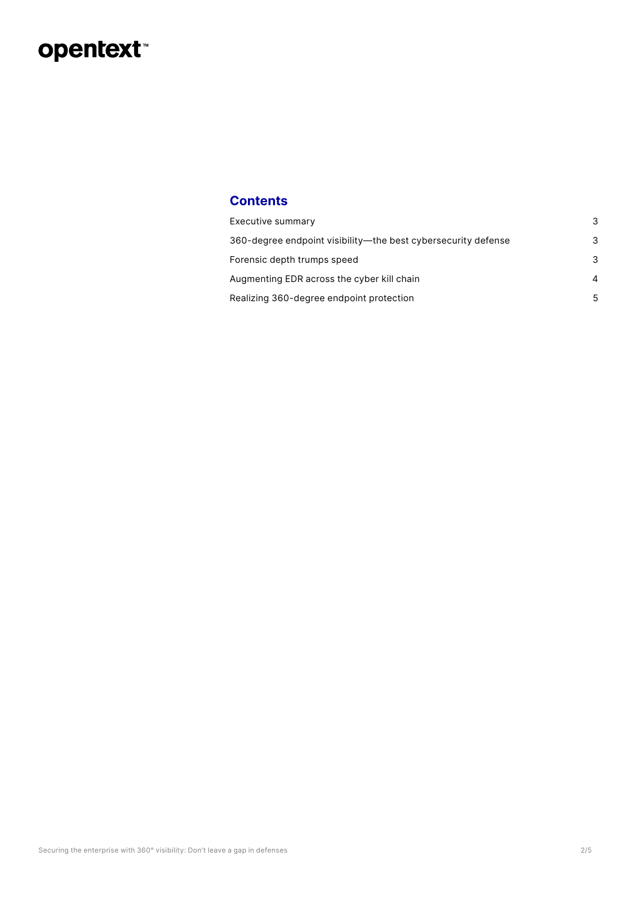## Contents

| | |
|---|---|
| Executive summary | 3 |
| 360-degree endpoint visibility—the best cybersecurity defense | 3 |
| Forensic depth trumps speed | 3 |
| Augmenting EDR across the cyber kill chain | 4 |
| Realizing 360-degree endpoint protection | 5 |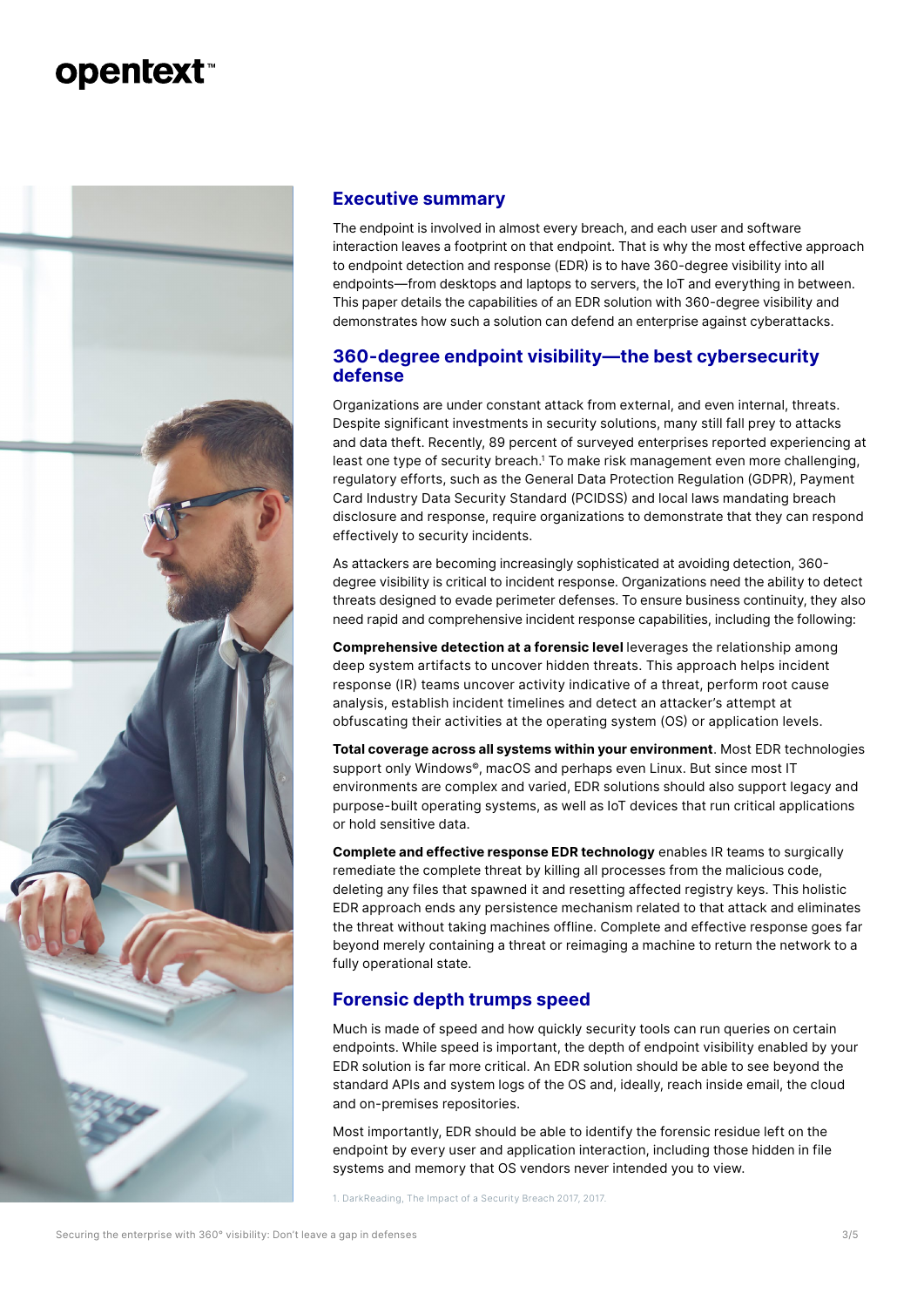## Executive summary

The endpoint is involved in almost every breach, and each user and software interaction leaves a footprint on that endpoint. That is why the most effective approach to endpoint detection and response (EDR) is to have 360-degree visibility into all endpoints—from desktops and laptops to servers, the IoT and everything in between. This paper details the capabilities of an EDR solution with 360-degree visibility and demonstrates how such a solution can defend an enterprise against cyberattacks.

## 360-degree endpoint visibility—the best cybersecurity defense

Organizations are under constant attack from external, and even internal, threats. Despite significant investments in security solutions, many still fall prey to attacks and data theft. Recently, 89 percent of surveyed enterprises reported experiencing at least one type of security breach.[1] To make risk management even more challenging, regulatory efforts, such as the General Data Protection Regulation (GDPR), Payment Card Industry Data Security Standard (PCIDSS) and local laws mandating breach disclosure and response, require organizations to demonstrate that they can respond effectively to security incidents.

As attackers are becoming increasingly sophisticated at avoiding detection, 360-degree visibility is critical to incident response. Organizations need the ability to detect threats designed to evade perimeter defenses. To ensure business continuity, they also need rapid and comprehensive incident response capabilities, including the following:

**Comprehensive detection at a forensic level** leverages the relationship among deep system artifacts to uncover hidden threats. This approach helps incident response (IR) teams uncover activity indicative of a threat, perform root cause analysis, establish incident timelines and detect an attacker's attempt at obfuscating their activities at the operating system (OS) or application levels.

**Total coverage across all systems within your environment**. Most EDR technologies support only Windows®, macOS and perhaps even Linux. But since most IT environments are complex and varied, EDR solutions should also support legacy and purpose-built operating systems, as well as IoT devices that run critical applications or hold sensitive data.

**Complete and effective response EDR technology** enables IR teams to surgically remediate the complete threat by killing all processes from the malicious code, deleting any files that spawned it and resetting affected registry keys. This holistic EDR approach ends any persistence mechanism related to that attack and eliminates the threat without taking machines offline. Complete and effective response goes far beyond merely containing a threat or reimaging a machine to return the network to a fully operational state.

## Forensic depth trumps speed

Much is made of speed and how quickly security tools can run queries on certain endpoints. While speed is important, the depth of endpoint visibility enabled by your EDR solution is far more critical. An EDR solution should be able to see beyond the standard APIs and system logs of the OS and, ideally, reach inside email, the cloud and on-premises repositories.

Most importantly, EDR should be able to identify the forensic residue left on the endpoint by every user and application interaction, including those hidden in file systems and memory that OS vendors never intended you to view.

1. DarkReading, The Impact of a Security Breach 2017, 2017.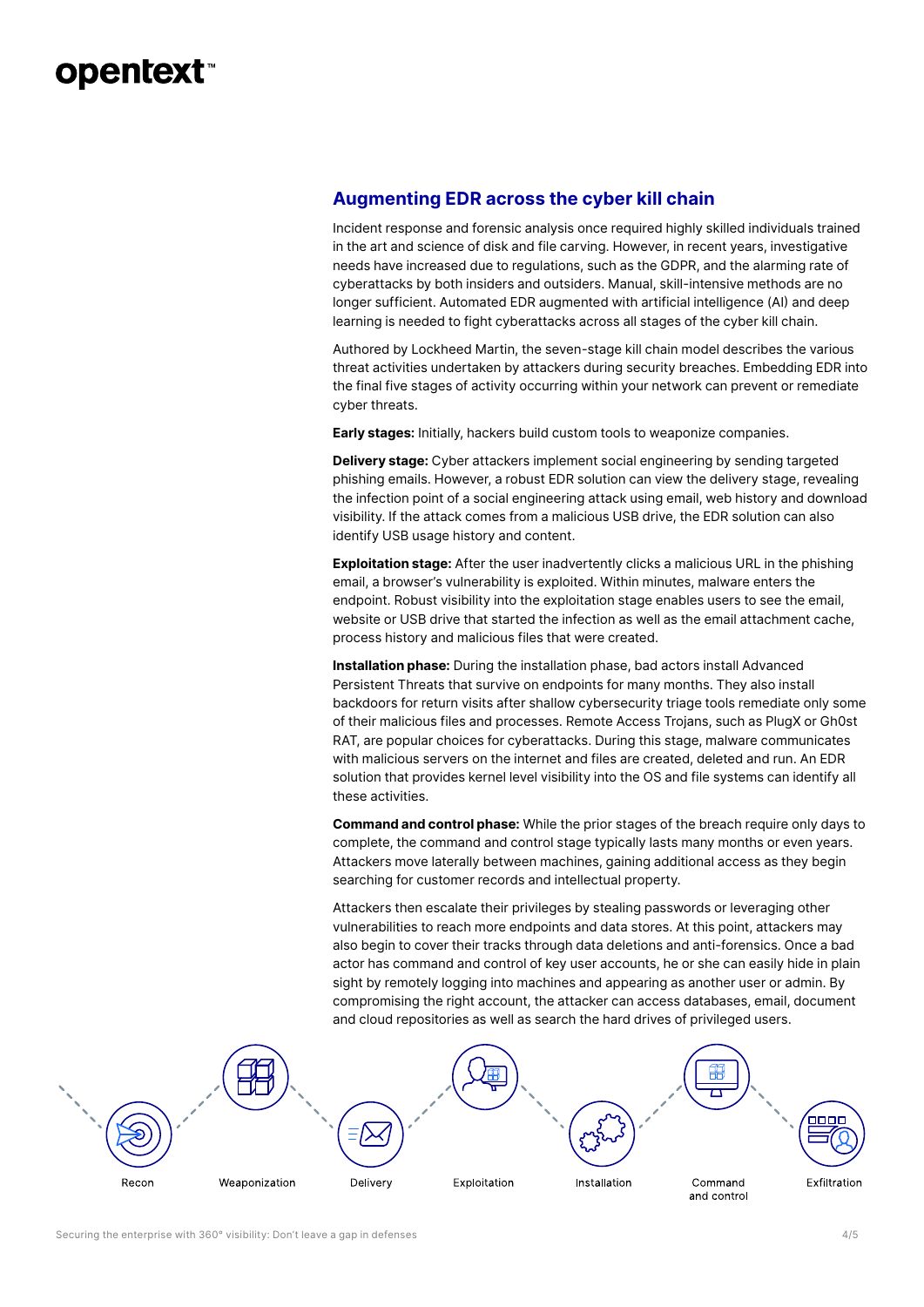## Augmenting EDR across the cyber kill chain

Incident response and forensic analysis once required highly skilled individuals trained in the art and science of disk and file carving. However, in recent years, investigative needs have increased due to regulations, such as the GDPR, and the alarming rate of cyberattacks by both insiders and outsiders. Manual, skill-intensive methods are no longer sufficient. Automated EDR augmented with artificial intelligence (AI) and deep learning is needed to fight cyberattacks across all stages of the cyber kill chain.

Authored by Lockheed Martin, the seven-stage kill chain model describes the various threat activities undertaken by attackers during security breaches. Embedding EDR into the final five stages of activity occurring within your network can prevent or remediate cyber threats.

**Early stages:** Initially, hackers build custom tools to weaponize companies.

**Delivery stage:** Cyber attackers implement social engineering by sending targeted phishing emails. However, a robust EDR solution can view the delivery stage, revealing the infection point of a social engineering attack using email, web history and download visibility. If the attack comes from a malicious USB drive, the EDR solution can also identify USB usage history and content.

**Exploitation stage:** After the user inadvertently clicks a malicious URL in the phishing email, a browser's vulnerability is exploited. Within minutes, malware enters the endpoint. Robust visibility into the exploitation stage enables users to see the email, website or USB drive that started the infection as well as the email attachment cache, process history and malicious files that were created.

**Installation phase:** During the installation phase, bad actors install Advanced Persistent Threats that survive on endpoints for many months. They also install backdoors for return visits after shallow cybersecurity triage tools remediate only some of their malicious files and processes. Remote Access Trojans, such as PlugX or Gh0st RAT, are popular choices for cyberattacks. During this stage, malware communicates with malicious servers on the internet and files are created, deleted and run. An EDR solution that provides kernel level visibility into the OS and file systems can identify all these activities.

**Command and control phase:** While the prior stages of the breach require only days to complete, the command and control stage typically lasts many months or even years. Attackers move laterally between machines, gaining additional access as they begin searching for customer records and intellectual property.

Attackers then escalate their privileges by stealing passwords or leveraging other vulnerabilities to reach more endpoints and data stores. At this point, attackers may also begin to cover their tracks through data deletions and anti-forensics. Once a bad actor has command and control of key user accounts, he or she can easily hide in plain sight by remotely logging into machines and appearing as another user or admin. By compromising the right account, the attacker can access databases, email, document and cloud repositories as well as search the hard drives of privileged users.

Recon — Weaponization — Delivery — Exploitation — Installation — Command and control — Exfiltration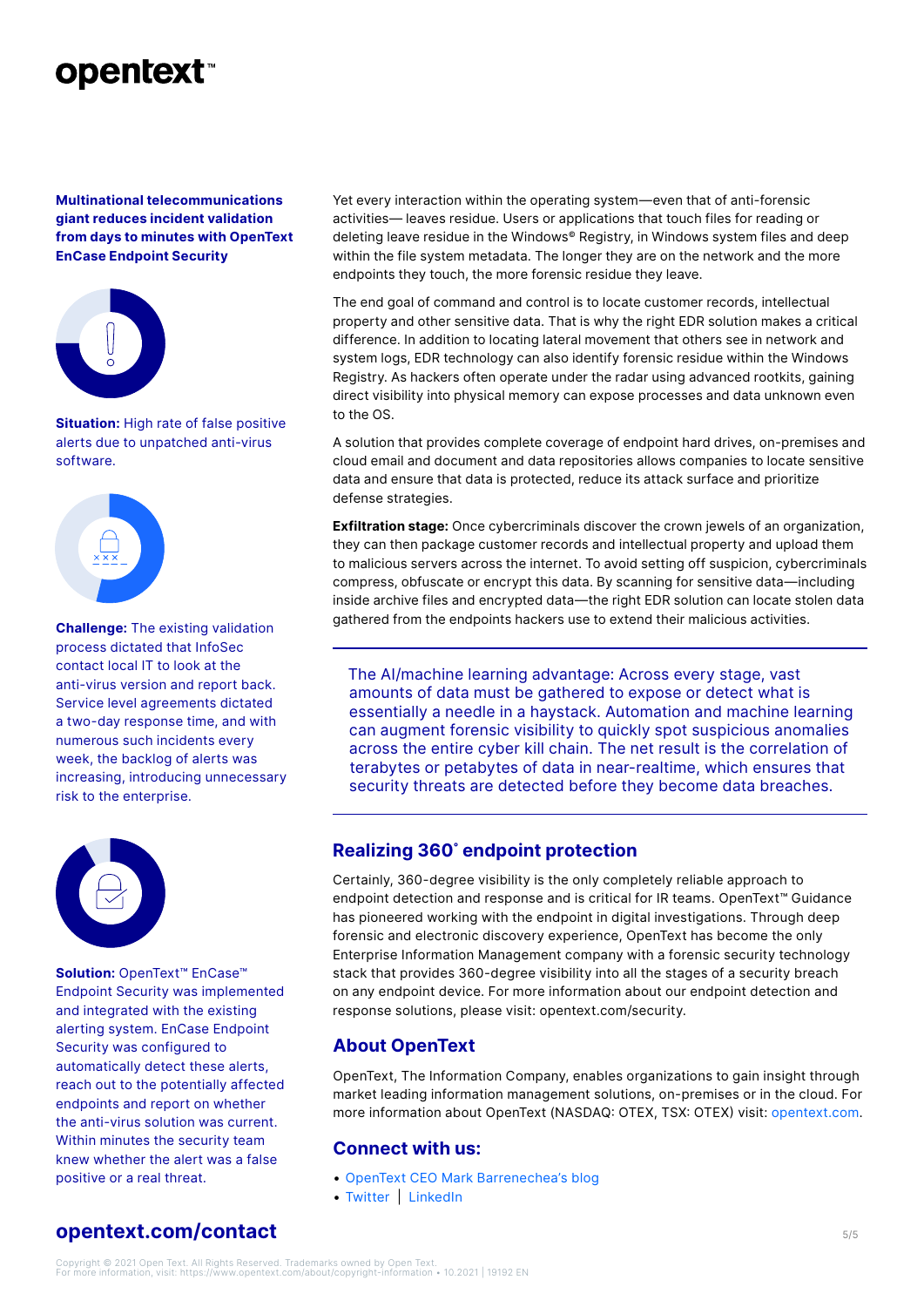**Multinational telecommunications giant reduces incident validation from days to minutes with OpenText EnCase Endpoint Security**

**Situation:** High rate of false positive alerts due to unpatched anti-virus software.

**Challenge:** The existing validation process dictated that InfoSec contact local IT to look at the anti-virus version and report back. Service level agreements dictated a two-day response time, and with numerous such incidents every week, the backlog of alerts was increasing, introducing unnecessary risk to the enterprise.

**Solution:** OpenText™ EnCase™ Endpoint Security was implemented and integrated with the existing alerting system. EnCase Endpoint Security was configured to automatically detect these alerts, reach out to the potentially affected endpoints and report on whether the anti-virus solution was current. Within minutes the security team knew whether the alert was a false positive or a real threat.

Yet every interaction within the operating system—even that of anti-forensic activities— leaves residue. Users or applications that touch files for reading or deleting leave residue in the Windows® Registry, in Windows system files and deep within the file system metadata. The longer they are on the network and the more endpoints they touch, the more forensic residue they leave.

The end goal of command and control is to locate customer records, intellectual property and other sensitive data. That is why the right EDR solution makes a critical difference. In addition to locating lateral movement that others see in network and system logs, EDR technology can also identify forensic residue within the Windows Registry. As hackers often operate under the radar using advanced rootkits, gaining direct visibility into physical memory can expose processes and data unknown even to the OS.

A solution that provides complete coverage of endpoint hard drives, on-premises and cloud email and document and data repositories allows companies to locate sensitive data and ensure that data is protected, reduce its attack surface and prioritize defense strategies.

**Exfiltration stage:** Once cybercriminals discover the crown jewels of an organization, they can then package customer records and intellectual property and upload them to malicious servers across the internet. To avoid setting off suspicion, cybercriminals compress, obfuscate or encrypt this data. By scanning for sensitive data—including inside archive files and encrypted data—the right EDR solution can locate stolen data gathered from the endpoints hackers use to extend their malicious activities.

> The AI/machine learning advantage: Across every stage, vast amounts of data must be gathered to expose or detect what is essentially a needle in a haystack. Automation and machine learning can augment forensic visibility to quickly spot suspicious anomalies across the entire cyber kill chain. The net result is the correlation of terabytes or petabytes of data in near-realtime, which ensures that security threats are detected before they become data breaches.

## Realizing 360˚ endpoint protection

Certainly, 360-degree visibility is the only completely reliable approach to endpoint detection and response and is critical for IR teams. OpenText™ Guidance has pioneered working with the endpoint in digital investigations. Through deep forensic and electronic discovery experience, OpenText has become the only Enterprise Information Management company with a forensic security technology stack that provides 360-degree visibility into all the stages of a security breach on any endpoint device. For more information about our endpoint detection and response solutions, please visit: opentext.com/security.

## About OpenText

OpenText, The Information Company, enables organizations to gain insight through market leading information management solutions, on-premises or in the cloud. For more information about OpenText (NASDAQ: OTEX, TSX: OTEX) visit: opentext.com.

## Connect with us:

- OpenText CEO Mark Barrenechea's blog
- Twitter | LinkedIn

**opentext.com/contact**

Copyright © 2021 Open Text. All Rights Reserved. Trademarks owned by Open Text.
For more information, visit: https://www.opentext.com/about/copyright-information • 10.2021 | 19192 EN